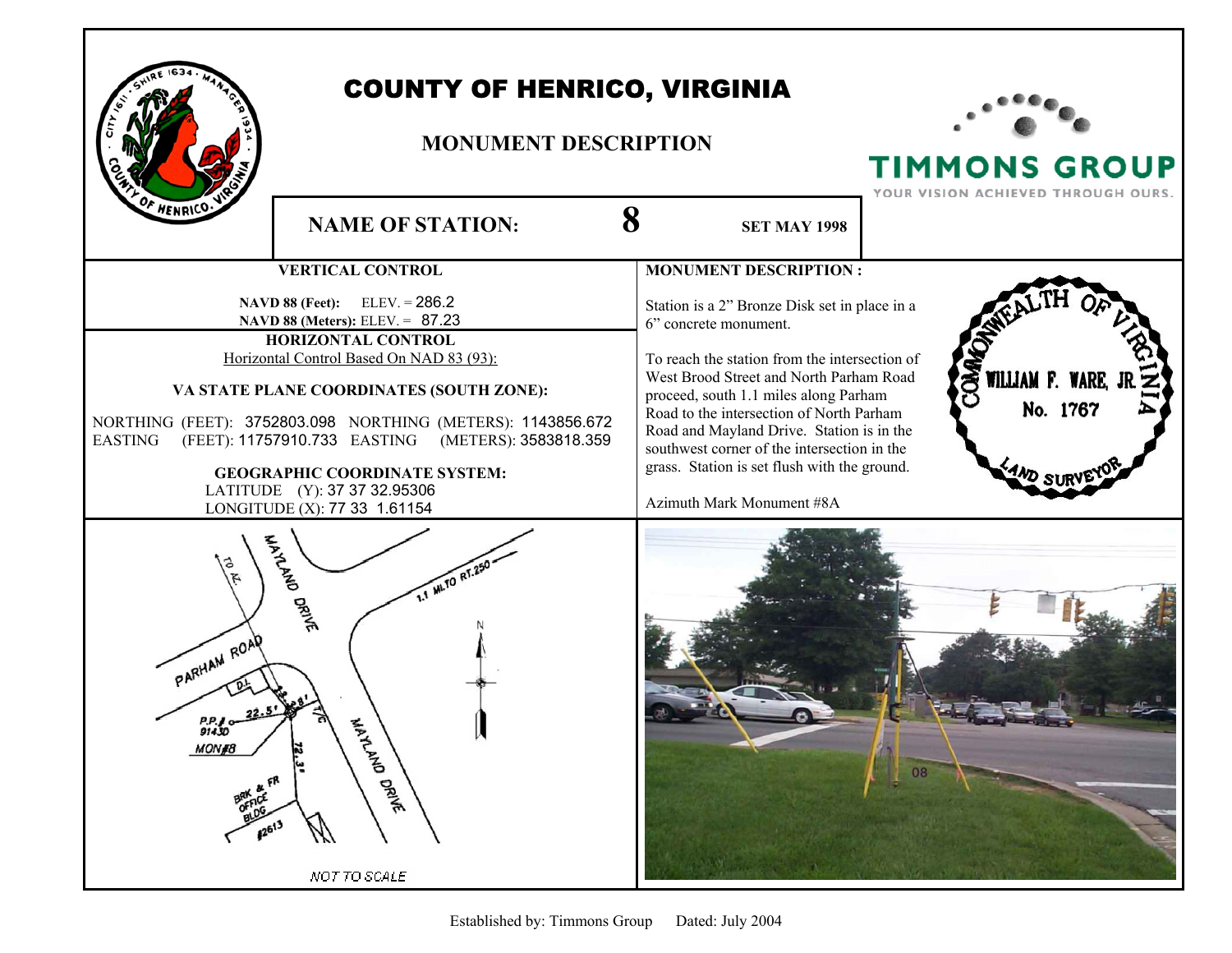# COUNTY OF HENRICO, VIRGINIA

## MONUMENT DESCRIPTION

TIMMONS GROUP
YOUR VISION ACHIEVED THROUGH OURS.

**NAME OF STATION:** **8** **SET MAY 1998**

### VERTICAL CONTROL

**NAVD 88 (Feet):** ELEV. = 286.2
**NAVD 88 (Meters):** ELEV. = 87.23

### HORIZONTAL CONTROL

Horizontal Control Based On NAD 83 (93):

**VA STATE PLANE COORDINATES (SOUTH ZONE):**

NORTHING (FEET): 3752803.098 NORTHING (METERS): 1143856.672
EASTING (FEET): 11757910.733 EASTING (METERS): 3583818.359

**GEOGRAPHIC COORDINATE SYSTEM:**

LATITUDE (Y): 37 37 32.95306
LONGITUDE (X): 77 33 1.61154

### MONUMENT DESCRIPTION :

Station is a 2" Bronze Disk set in place in a 6" concrete monument.

To reach the station from the intersection of West Brood Street and North Parham Road proceed, south 1.1 miles along Parham Road to the intersection of North Parham Road and Mayland Drive. Station is in the southwest corner of the intersection in the grass. Station is set flush with the ground.

Azimuth Mark Monument #8A

COMMONWEALTH OF VIRGINIA
WILLIAM F. WARE, JR.
No. 1767
LAND SURVEYOR

MAYLAND DRIVE
TO AZ.
1.1 MI. TO RT.250
N
PARHAM ROAD
D.I.
P.P.# 9143D
22.5'
28'
MON#8
72.3'
T/C
MAYLAND DRIVE
BRK & FR OFFICE BLDG. #2613
NOT TO SCALE

08

Established by: Timmons Group Dated: July 2004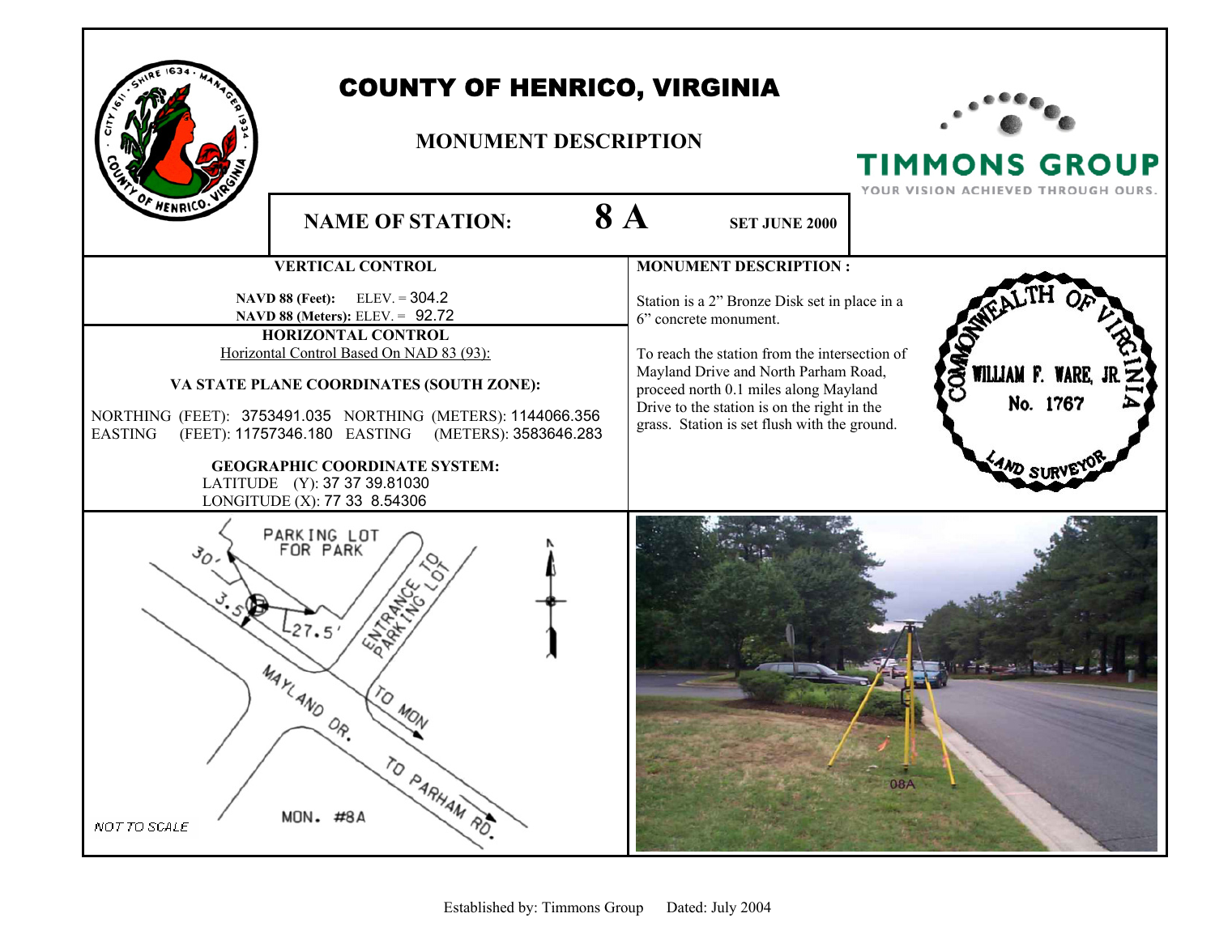# COUNTY OF HENRICO, VIRGINIA

## MONUMENT DESCRIPTION

TIMMONS GROUP
YOUR VISION ACHIEVED THROUGH OURS.

**NAME OF STATION:** **8 A** **SET JUNE 2000**

### VERTICAL CONTROL

**NAVD 88 (Feet):** ELEV. = 304.2
**NAVD 88 (Meters):** ELEV. = 92.72

### HORIZONTAL CONTROL

Horizontal Control Based On NAD 83 (93):

**VA STATE PLANE COORDINATES (SOUTH ZONE):**

NORTHING (FEET): 3753491.035 NORTHING (METERS): 1144066.356
EASTING (FEET): 11757346.180 EASTING (METERS): 3583646.283

**GEOGRAPHIC COORDINATE SYSTEM:**

LATITUDE (Y): 37 37 39.81030
LONGITUDE (X): 77 33 8.54306

### MONUMENT DESCRIPTION :

Station is a 2" Bronze Disk set in place in a 6" concrete monument.

To reach the station from the intersection of Mayland Drive and North Parham Road, proceed north 0.1 miles along Mayland Drive to the station is on the right in the grass. Station is set flush with the ground.

COMMONWEALTH OF VIRGINIA
WILLIAM F. WARE, JR.
No. 1767
LAND SURVEYOR

PARKING LOT FOR PARK
30'
3.5'
27.5'
ENTRANCE TO PARKING LOT
MAYLAND DR.
TO MON
TO PARHAM RD.
MON. #8A
NOT TO SCALE

08A

Established by: Timmons Group Dated: July 2004